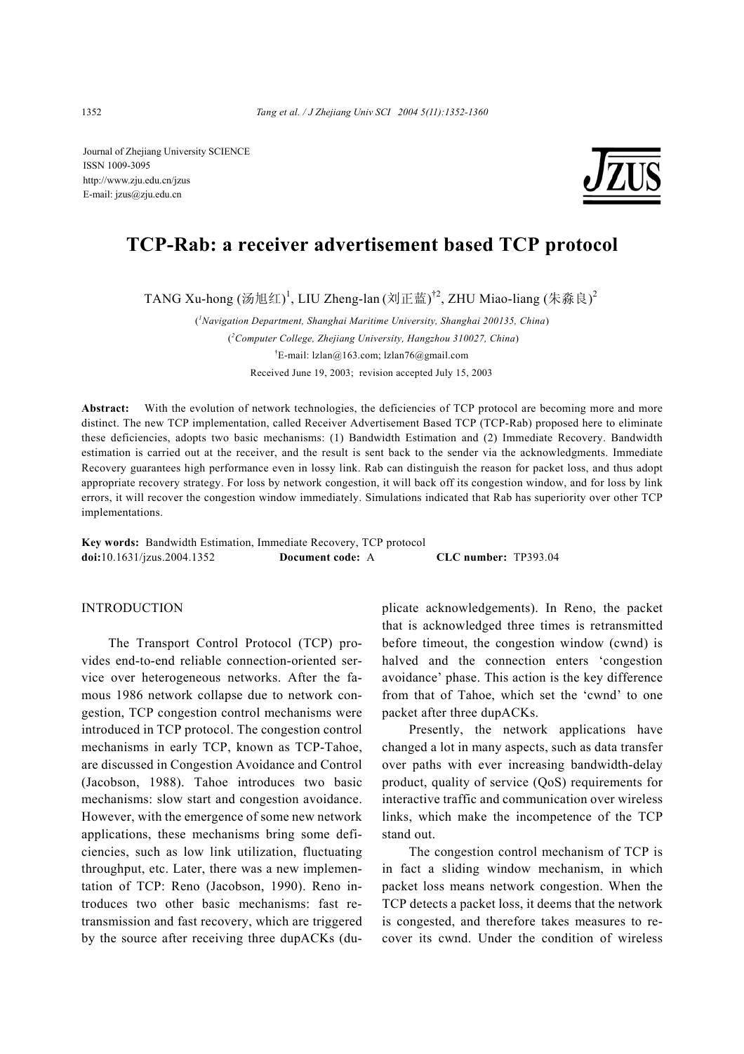Journal of Zhejiang University SCIENCE
ISSN 1009-3095
http://www.zju.edu.cn/jzus
E-mail: jzus@zju.edu.cn

# TCP-Rab: a receiver advertisement based TCP protocol

TANG Xu-hong (汤旭红)[1], LIU Zheng-lan (刘正蓝)[†2], ZHU Miao-liang (朱淼良)[2]

([1]*Navigation Department, Shanghai Maritime University, Shanghai 200135, China*)

([2]*Computer College, Zhejiang University, Hangzhou 310027, China*)

[†]E-mail: lzlan@163.com; lzlan76@gmail.com

Received June 19, 2003; revision accepted July 15, 2003

**Abstract:** With the evolution of network technologies, the deficiencies of TCP protocol are becoming more and more distinct. The new TCP implementation, called Receiver Advertisement Based TCP (TCP-Rab) proposed here to eliminate these deficiencies, adopts two basic mechanisms: (1) Bandwidth Estimation and (2) Immediate Recovery. Bandwidth estimation is carried out at the receiver, and the result is sent back to the sender via the acknowledgments. Immediate Recovery guarantees high performance even in lossy link. Rab can distinguish the reason for packet loss, and thus adopt appropriate recovery strategy. For loss by network congestion, it will back off its congestion window, and for loss by link errors, it will recover the congestion window immediately. Simulations indicated that Rab has superiority over other TCP implementations.

**Key words:** Bandwidth Estimation, Immediate Recovery, TCP protocol
**doi:**10.1631/jzus.2004.1352 **Document code:** A **CLC number:** TP393.04

## INTRODUCTION

The Transport Control Protocol (TCP) provides end-to-end reliable connection-oriented service over heterogeneous networks. After the famous 1986 network collapse due to network congestion, TCP congestion control mechanisms were introduced in TCP protocol. The congestion control mechanisms in early TCP, known as TCP-Tahoe, are discussed in Congestion Avoidance and Control (Jacobson, 1988). Tahoe introduces two basic mechanisms: slow start and congestion avoidance. However, with the emergence of some new network applications, these mechanisms bring some deficiencies, such as low link utilization, fluctuating throughput, etc. Later, there was a new implementation of TCP: Reno (Jacobson, 1990). Reno introduces two other basic mechanisms: fast retransmission and fast recovery, which are triggered by the source after receiving three dupACKs (duplicate acknowledgements). In Reno, the packet that is acknowledged three times is retransmitted before timeout, the congestion window (cwnd) is halved and the connection enters 'congestion avoidance' phase. This action is the key difference from that of Tahoe, which set the 'cwnd' to one packet after three dupACKs.

Presently, the network applications have changed a lot in many aspects, such as data transfer over paths with ever increasing bandwidth-delay product, quality of service (QoS) requirements for interactive traffic and communication over wireless links, which make the incompetence of the TCP stand out.

The congestion control mechanism of TCP is in fact a sliding window mechanism, in which packet loss means network congestion. When the TCP detects a packet loss, it deems that the network is congested, and therefore takes measures to recover its cwnd. Under the condition of wireless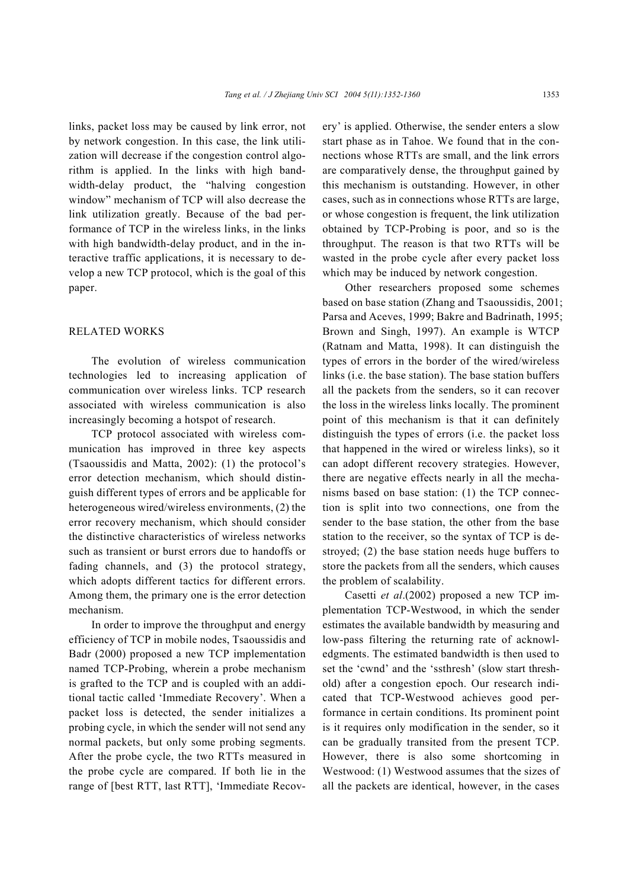links, packet loss may be caused by link error, not by network congestion. In this case, the link utilization will decrease if the congestion control algorithm is applied. In the links with high bandwidth-delay product, the "halving congestion window" mechanism of TCP will also decrease the link utilization greatly. Because of the bad performance of TCP in the wireless links, in the links with high bandwidth-delay product, and in the interactive traffic applications, it is necessary to develop a new TCP protocol, which is the goal of this paper.

## RELATED WORKS

The evolution of wireless communication technologies led to increasing application of communication over wireless links. TCP research associated with wireless communication is also increasingly becoming a hotspot of research.

TCP protocol associated with wireless communication has improved in three key aspects (Tsaoussidis and Matta, 2002): (1) the protocol's error detection mechanism, which should distinguish different types of errors and be applicable for heterogeneous wired/wireless environments, (2) the error recovery mechanism, which should consider the distinctive characteristics of wireless networks such as transient or burst errors due to handoffs or fading channels, and (3) the protocol strategy, which adopts different tactics for different errors. Among them, the primary one is the error detection mechanism.

In order to improve the throughput and energy efficiency of TCP in mobile nodes, Tsaoussidis and Badr (2000) proposed a new TCP implementation named TCP-Probing, wherein a probe mechanism is grafted to the TCP and is coupled with an additional tactic called 'Immediate Recovery'. When a packet loss is detected, the sender initializes a probing cycle, in which the sender will not send any normal packets, but only some probing segments. After the probe cycle, the two RTTs measured in the probe cycle are compared. If both lie in the range of [best RTT, last RTT], 'Immediate Recovery' is applied. Otherwise, the sender enters a slow start phase as in Tahoe. We found that in the connections whose RTTs are small, and the link errors are comparatively dense, the throughput gained by this mechanism is outstanding. However, in other cases, such as in connections whose RTTs are large, or whose congestion is frequent, the link utilization obtained by TCP-Probing is poor, and so is the throughput. The reason is that two RTTs will be wasted in the probe cycle after every packet loss which may be induced by network congestion.

Other researchers proposed some schemes based on base station (Zhang and Tsaoussidis, 2001; Parsa and Aceves, 1999; Bakre and Badrinath, 1995; Brown and Singh, 1997). An example is WTCP (Ratnam and Matta, 1998). It can distinguish the types of errors in the border of the wired/wireless links (i.e. the base station). The base station buffers all the packets from the senders, so it can recover the loss in the wireless links locally. The prominent point of this mechanism is that it can definitely distinguish the types of errors (i.e. the packet loss that happened in the wired or wireless links), so it can adopt different recovery strategies. However, there are negative effects nearly in all the mechanisms based on base station: (1) the TCP connection is split into two connections, one from the sender to the base station, the other from the base station to the receiver, so the syntax of TCP is destroyed; (2) the base station needs huge buffers to store the packets from all the senders, which causes the problem of scalability.

Casetti *et al*.(2002) proposed a new TCP implementation TCP-Westwood, in which the sender estimates the available bandwidth by measuring and low-pass filtering the returning rate of acknowledgments. The estimated bandwidth is then used to set the 'cwnd' and the 'ssthresh' (slow start threshold) after a congestion epoch. Our research indicated that TCP-Westwood achieves good performance in certain conditions. Its prominent point is it requires only modification in the sender, so it can be gradually transited from the present TCP. However, there is also some shortcoming in Westwood: (1) Westwood assumes that the sizes of all the packets are identical, however, in the cases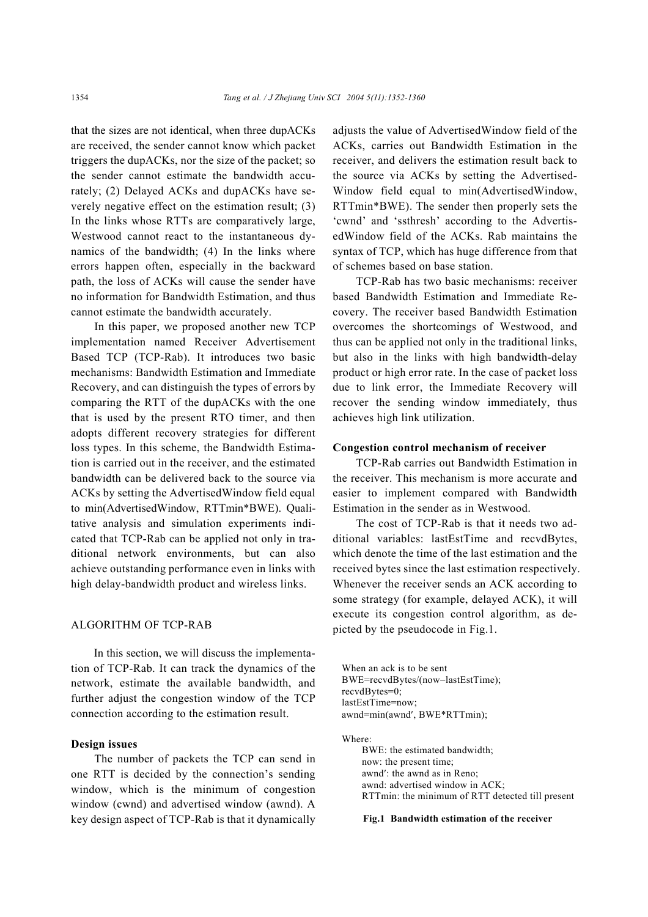that the sizes are not identical, when three dupACKs are received, the sender cannot know which packet triggers the dupACKs, nor the size of the packet; so the sender cannot estimate the bandwidth accurately; (2) Delayed ACKs and dupACKs have severely negative effect on the estimation result; (3) In the links whose RTTs are comparatively large, Westwood cannot react to the instantaneous dynamics of the bandwidth; (4) In the links where errors happen often, especially in the backward path, the loss of ACKs will cause the sender have no information for Bandwidth Estimation, and thus cannot estimate the bandwidth accurately.

In this paper, we proposed another new TCP implementation named Receiver Advertisement Based TCP (TCP-Rab). It introduces two basic mechanisms: Bandwidth Estimation and Immediate Recovery, and can distinguish the types of errors by comparing the RTT of the dupACKs with the one that is used by the present RTO timer, and then adopts different recovery strategies for different loss types. In this scheme, the Bandwidth Estimation is carried out in the receiver, and the estimated bandwidth can be delivered back to the source via ACKs by setting the AdvertisedWindow field equal to min(AdvertisedWindow, RTTmin*BWE). Qualitative analysis and simulation experiments indicated that TCP-Rab can be applied not only in traditional network environments, but can also achieve outstanding performance even in links with high delay-bandwidth product and wireless links.

## ALGORITHM OF TCP-RAB

In this section, we will discuss the implementation of TCP-Rab. It can track the dynamics of the network, estimate the available bandwidth, and further adjust the congestion window of the TCP connection according to the estimation result.

### Design issues

The number of packets the TCP can send in one RTT is decided by the connection's sending window, which is the minimum of congestion window (cwnd) and advertised window (awnd). A key design aspect of TCP-Rab is that it dynamically adjusts the value of AdvertisedWindow field of the ACKs, carries out Bandwidth Estimation in the receiver, and delivers the estimation result back to the source via ACKs by setting the AdvertisedWindow field equal to min(AdvertisedWindow, RTTmin*BWE). The sender then properly sets the 'cwnd' and 'ssthresh' according to the AdvertisedWindow field of the ACKs. Rab maintains the syntax of TCP, which has huge difference from that of schemes based on base station.

TCP-Rab has two basic mechanisms: receiver based Bandwidth Estimation and Immediate Recovery. The receiver based Bandwidth Estimation overcomes the shortcomings of Westwood, and thus can be applied not only in the traditional links, but also in the links with high bandwidth-delay product or high error rate. In the case of packet loss due to link error, the Immediate Recovery will recover the sending window immediately, thus achieves high link utilization.

### Congestion control mechanism of receiver

TCP-Rab carries out Bandwidth Estimation in the receiver. This mechanism is more accurate and easier to implement compared with Bandwidth Estimation in the sender as in Westwood.

The cost of TCP-Rab is that it needs two additional variables: lastEstTime and recvdBytes, which denote the time of the last estimation and the received bytes since the last estimation respectively. Whenever the receiver sends an ACK according to some strategy (for example, delayed ACK), it will execute its congestion control algorithm, as depicted by the pseudocode in Fig.1.

```
When an ack is to be sent
BWE=recvdBytes/(now−lastEstTime);
recvdBytes=0;
lastEstTime=now;
awnd=min(awnd′, BWE*RTTmin);

Where:
    BWE: the estimated bandwidth;
    now: the present time;
    awnd′: the awnd as in Reno;
    awnd: advertised window in ACK;
    RTTmin: the minimum of RTT detected till present
```

**Fig.1 Bandwidth estimation of the receiver**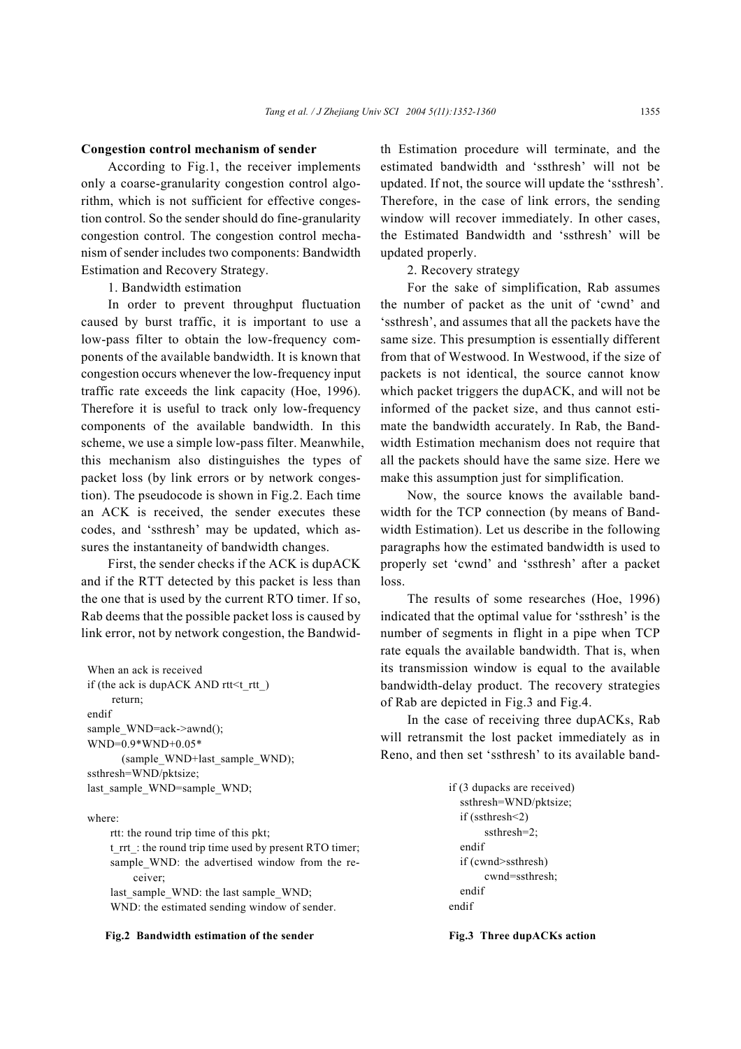**Congestion control mechanism of sender**

According to Fig.1, the receiver implements only a coarse-granularity congestion control algorithm, which is not sufficient for effective congestion control. So the sender should do fine-granularity congestion control. The congestion control mechanism of sender includes two components: Bandwidth Estimation and Recovery Strategy.

1. Bandwidth estimation

In order to prevent throughput fluctuation caused by burst traffic, it is important to use a low-pass filter to obtain the low-frequency components of the available bandwidth. It is known that congestion occurs whenever the low-frequency input traffic rate exceeds the link capacity (Hoe, 1996). Therefore it is useful to track only low-frequency components of the available bandwidth. In this scheme, we use a simple low-pass filter. Meanwhile, this mechanism also distinguishes the types of packet loss (by link errors or by network congestion). The pseudocode is shown in Fig.2. Each time an ACK is received, the sender executes these codes, and 'ssthresh' may be updated, which assures the instantaneity of bandwidth changes.

First, the sender checks if the ACK is dupACK and if the RTT detected by this packet is less than the one that is used by the current RTO timer. If so, Rab deems that the possible packet loss is caused by link error, not by network congestion, the Bandwidth Estimation procedure will terminate, and the estimated bandwidth and 'ssthresh' will not be updated. If not, the source will update the 'ssthresh'. Therefore, in the case of link errors, the sending window will recover immediately. In other cases, the Estimated Bandwidth and 'ssthresh' will be updated properly.

```
When an ack is received
if (the ack is dupACK AND rtt<t_rtt_)
     return;
endif
sample_WND=ack->awnd();
WND=0.9*WND+0.05*
       (sample_WND+last_sample_WND);
ssthresh=WND/pktsize;
last_sample_WND=sample_WND;

where:
    rtt: the round trip time of this pkt;
    t_rrt_: the round trip time used by present RTO timer;
    sample_WND: the advertised window from the receiver;
    last_sample_WND: the last sample_WND;
    WND: the estimated sending window of sender.
```

**Fig.2 Bandwidth estimation of the sender**

2. Recovery strategy

For the sake of simplification, Rab assumes the number of packet as the unit of 'cwnd' and 'ssthresh', and assumes that all the packets have the same size. This presumption is essentially different from that of Westwood. In Westwood, if the size of packets is not identical, the source cannot know which packet triggers the dupACK, and will not be informed of the packet size, and thus cannot estimate the bandwidth accurately. In Rab, the Bandwidth Estimation mechanism does not require that all the packets should have the same size. Here we make this assumption just for simplification.

Now, the source knows the available bandwidth for the TCP connection (by means of Bandwidth Estimation). Let us describe in the following paragraphs how the estimated bandwidth is used to properly set 'cwnd' and 'ssthresh' after a packet loss.

The results of some researches (Hoe, 1996) indicated that the optimal value for 'ssthresh' is the number of segments in flight in a pipe when TCP rate equals the available bandwidth. That is, when its transmission window is equal to the available bandwidth-delay product. The recovery strategies of Rab are depicted in Fig.3 and Fig.4.

In the case of receiving three dupACKs, Rab will retransmit the lost packet immediately as in Reno, and then set 'ssthresh' to its available band-

```
if (3 dupacks are received)
   ssthresh=WND/pktsize;
   if (ssthresh<2)
        ssthresh=2;
   endif
   if (cwnd>ssthresh)
        cwnd=ssthresh;
   endif
endif
```

**Fig.3 Three dupACKs action**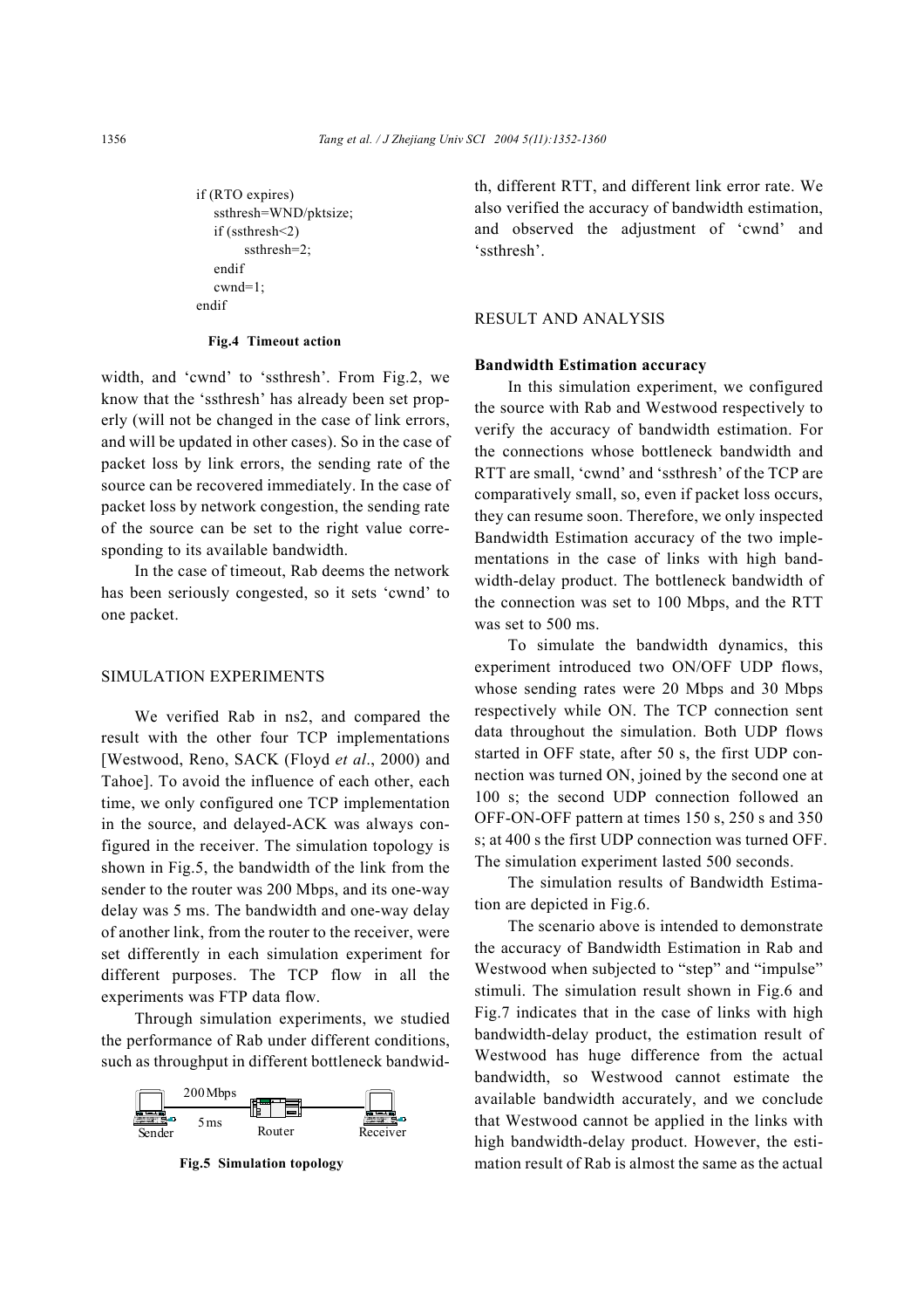```
if (RTO expires)
    ssthresh=WND/pktsize;
    if (ssthresh<2)
        ssthresh=2;
    endif
    cwnd=1;
endif
```

**Fig.4 Timeout action**

width, and 'cwnd' to 'ssthresh'. From Fig.2, we know that the 'ssthresh' has already been set properly (will not be changed in the case of link errors, and will be updated in other cases). So in the case of packet loss by link errors, the sending rate of the source can be recovered immediately. In the case of packet loss by network congestion, the sending rate of the source can be set to the right value corresponding to its available bandwidth.

In the case of timeout, Rab deems the network has been seriously congested, so it sets 'cwnd' to one packet.

## SIMULATION EXPERIMENTS

We verified Rab in ns2, and compared the result with the other four TCP implementations [Westwood, Reno, SACK (Floyd *et al*., 2000) and Tahoe]. To avoid the influence of each other, each time, we only configured one TCP implementation in the source, and delayed-ACK was always configured in the receiver. The simulation topology is shown in Fig.5, the bandwidth of the link from the sender to the router was 200 Mbps, and its one-way delay was 5 ms. The bandwidth and one-way delay of another link, from the router to the receiver, were set differently in each simulation experiment for different purposes. The TCP flow in all the experiments was FTP data flow.

Through simulation experiments, we studied the performance of Rab under different conditions, such as throughput in different bottleneck bandwidth, different RTT, and different link error rate. We also verified the accuracy of bandwidth estimation, and observed the adjustment of 'cwnd' and 'ssthresh'.

Sender — 200 Mbps, 5 ms — Router — Receiver

**Fig.5 Simulation topology**

## RESULT AND ANALYSIS

### Bandwidth Estimation accuracy

In this simulation experiment, we configured the source with Rab and Westwood respectively to verify the accuracy of bandwidth estimation. For the connections whose bottleneck bandwidth and RTT are small, 'cwnd' and 'ssthresh' of the TCP are comparatively small, so, even if packet loss occurs, they can resume soon. Therefore, we only inspected Bandwidth Estimation accuracy of the two implementations in the case of links with high bandwidth-delay product. The bottleneck bandwidth of the connection was set to 100 Mbps, and the RTT was set to 500 ms.

To simulate the bandwidth dynamics, this experiment introduced two ON/OFF UDP flows, whose sending rates were 20 Mbps and 30 Mbps respectively while ON. The TCP connection sent data throughout the simulation. Both UDP flows started in OFF state, after 50 s, the first UDP connection was turned ON, joined by the second one at 100 s; the second UDP connection followed an OFF-ON-OFF pattern at times 150 s, 250 s and 350 s; at 400 s the first UDP connection was turned OFF. The simulation experiment lasted 500 seconds.

The simulation results of Bandwidth Estimation are depicted in Fig.6.

The scenario above is intended to demonstrate the accuracy of Bandwidth Estimation in Rab and Westwood when subjected to "step" and "impulse" stimuli. The simulation result shown in Fig.6 and Fig.7 indicates that in the case of links with high bandwidth-delay product, the estimation result of Westwood has huge difference from the actual bandwidth, so Westwood cannot estimate the available bandwidth accurately, and we conclude that Westwood cannot be applied in the links with high bandwidth-delay product. However, the estimation result of Rab is almost the same as the actual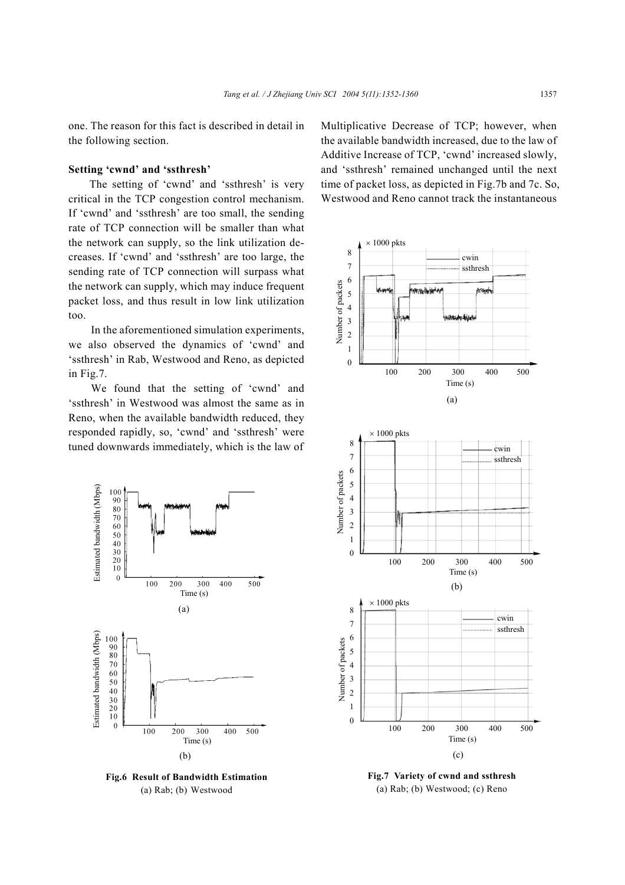one. The reason for this fact is described in detail in the following section.

**Setting 'cwnd' and 'ssthresh'**

The setting of 'cwnd' and 'ssthresh' is very critical in the TCP congestion control mechanism. If 'cwnd' and 'ssthresh' are too small, the sending rate of TCP connection will be smaller than what the network can supply, so the link utilization decreases. If 'cwnd' and 'ssthresh' are too large, the sending rate of TCP connection will surpass what the network can supply, which may induce frequent packet loss, and thus result in low link utilization too.

In the aforementioned simulation experiments, we also observed the dynamics of 'cwnd' and 'ssthresh' in Rab, Westwood and Reno, as depicted in Fig.7.

We found that the setting of 'cwnd' and 'ssthresh' in Westwood was almost the same as in Reno, when the available bandwidth reduced, they responded rapidly, so, 'cwnd' and 'ssthresh' were tuned downwards immediately, which is the law of Multiplicative Decrease of TCP; however, when the available bandwidth increased, due to the law of Additive Increase of TCP, 'cwnd' increased slowly, and 'ssthresh' remained unchanged until the next time of packet loss, as depicted in Fig.7b and 7c. So, Westwood and Reno cannot track the instantaneous

**Fig.6 Result of Bandwidth Estimation**
(a) Rab; (b) Westwood

**Fig.7 Variety of cwnd and ssthresh**
(a) Rab; (b) Westwood; (c) Reno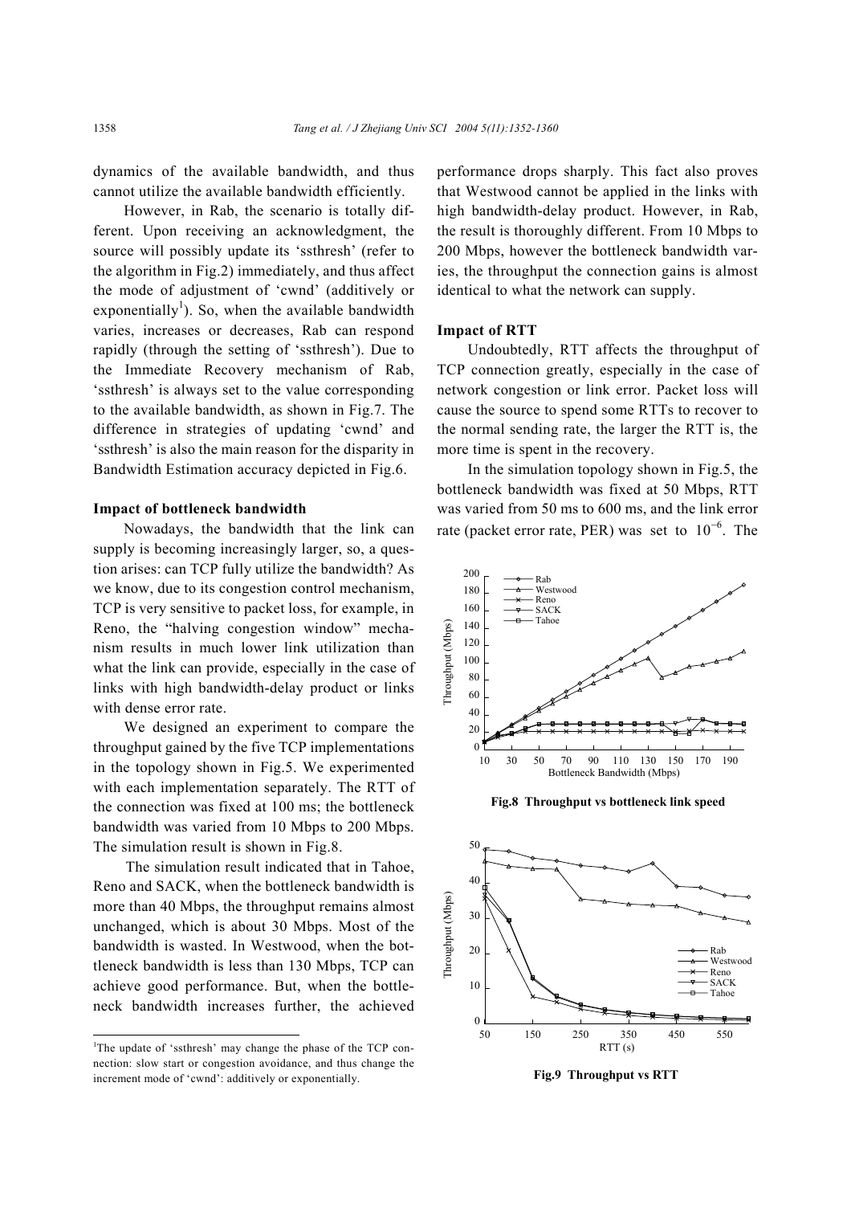dynamics of the available bandwidth, and thus cannot utilize the available bandwidth efficiently.

However, in Rab, the scenario is totally different. Upon receiving an acknowledgment, the source will possibly update its 'ssthresh' (refer to the algorithm in Fig.2) immediately, and thus affect the mode of adjustment of 'cwnd' (additively or exponentially[1]). So, when the available bandwidth varies, increases or decreases, Rab can respond rapidly (through the setting of 'ssthresh'). Due to the Immediate Recovery mechanism of Rab, 'ssthresh' is always set to the value corresponding to the available bandwidth, as shown in Fig.7. The difference in strategies of updating 'cwnd' and 'ssthresh' is also the main reason for the disparity in Bandwidth Estimation accuracy depicted in Fig.6.

**Impact of bottleneck bandwidth**

Nowadays, the bandwidth that the link can supply is becoming increasingly larger, so, a question arises: can TCP fully utilize the bandwidth? As we know, due to its congestion control mechanism, TCP is very sensitive to packet loss, for example, in Reno, the "halving congestion window" mechanism results in much lower link utilization than what the link can provide, especially in the case of links with high bandwidth-delay product or links with dense error rate.

We designed an experiment to compare the throughput gained by the five TCP implementations in the topology shown in Fig.5. We experimented with each implementation separately. The RTT of the connection was fixed at 100 ms; the bottleneck bandwidth was varied from 10 Mbps to 200 Mbps. The simulation result is shown in Fig.8.

The simulation result indicated that in Tahoe, Reno and SACK, when the bottleneck bandwidth is more than 40 Mbps, the throughput remains almost unchanged, which is about 30 Mbps. Most of the bandwidth is wasted. In Westwood, when the bottleneck bandwidth is less than 130 Mbps, TCP can achieve good performance. But, when the bottleneck bandwidth increases further, the achieved performance drops sharply. This fact also proves that Westwood cannot be applied in the links with high bandwidth-delay product. However, in Rab, the result is thoroughly different. From 10 Mbps to 200 Mbps, however the bottleneck bandwidth varies, the throughput the connection gains is almost identical to what the network can supply.

**Impact of RTT**

Undoubtedly, RTT affects the throughput of TCP connection greatly, especially in the case of network congestion or link error. Packet loss will cause the source to spend some RTTs to recover to the normal sending rate, the larger the RTT is, the more time is spent in the recovery.

In the simulation topology shown in Fig.5, the bottleneck bandwidth was fixed at 50 Mbps, RTT was varied from 50 ms to 600 ms, and the link error rate (packet error rate, PER) was set to $10^{-6}$. The

**Fig.8 Throughput vs bottleneck link speed**

**Fig.9 Throughput vs RTT**

[1]The update of 'ssthresh' may change the phase of the TCP connection: slow start or congestion avoidance, and thus change the increment mode of 'cwnd': additively or exponentially.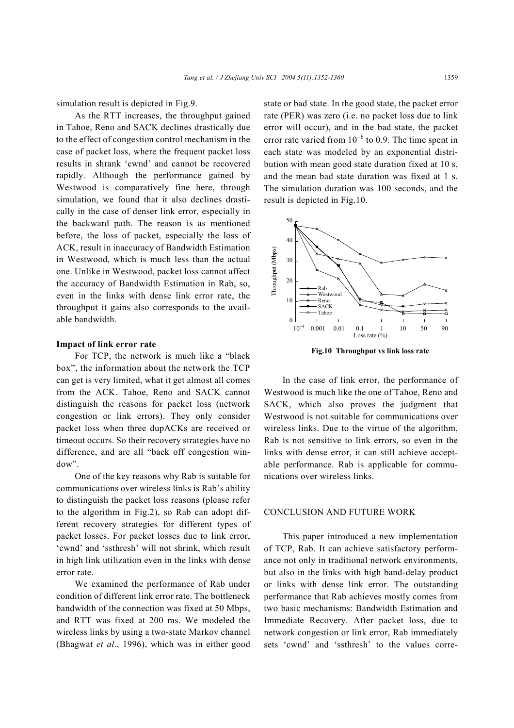simulation result is depicted in Fig.9.

As the RTT increases, the throughput gained in Tahoe, Reno and SACK declines drastically due to the effect of congestion control mechanism in the case of packet loss, where the frequent packet loss results in shrank 'cwnd' and cannot be recovered rapidly. Although the performance gained by Westwood is comparatively fine here, through simulation, we found that it also declines drastically in the case of denser link error, especially in the backward path. The reason is as mentioned before, the loss of packet, especially the loss of ACK, result in inaccuracy of Bandwidth Estimation in Westwood, which is much less than the actual one. Unlike in Westwood, packet loss cannot affect the accuracy of Bandwidth Estimation in Rab, so, even in the links with dense link error rate, the throughput it gains also corresponds to the available bandwidth.

### Impact of link error rate

For TCP, the network is much like a "black box", the information about the network the TCP can get is very limited, what it get almost all comes from the ACK. Tahoe, Reno and SACK cannot distinguish the reasons for packet loss (network congestion or link errors). They only consider packet loss when three dupACKs are received or timeout occurs. So their recovery strategies have no difference, and are all "back off congestion window".

One of the key reasons why Rab is suitable for communications over wireless links is Rab's ability to distinguish the packet loss reasons (please refer to the algorithm in Fig.2), so Rab can adopt different recovery strategies for different types of packet losses. For packet losses due to link error, 'cwnd' and 'ssthresh' will not shrink, which result in high link utilization even in the links with dense error rate.

We examined the performance of Rab under condition of different link error rate. The bottleneck bandwidth of the connection was fixed at 50 Mbps, and RTT was fixed at 200 ms. We modeled the wireless links by using a two-state Markov channel (Bhagwat *et al*., 1996), which was in either good state or bad state. In the good state, the packet error rate (PER) was zero (i.e. no packet loss due to link error will occur), and in the bad state, the packet error rate varied from $10^{-6}$ to 0.9. The time spent in each state was modeled by an exponential distribution with mean good state duration fixed at 10 s, and the mean bad state duration was fixed at 1 s. The simulation duration was 100 seconds, and the result is depicted in Fig.10.

Throughput (Mbps)
50
40
30
20
10
0
Rab
Westwood
Reno
SACK
Tahoe
$10^{-4}$ 0.001 0.01 0.1 1 10 50 90
Loss rate (%)

**Fig.10 Throughput vs link loss rate**

In the case of link error, the performance of Westwood is much like the one of Tahoe, Reno and SACK, which also proves the judgment that Westwood is not suitable for communications over wireless links. Due to the virtue of the algorithm, Rab is not sensitive to link errors, so even in the links with dense error, it can still achieve acceptable performance. Rab is applicable for communications over wireless links.

## CONCLUSION AND FUTURE WORK

This paper introduced a new implementation of TCP, Rab. It can achieve satisfactory performance not only in traditional network environments, but also in the links with high band-delay product or links with dense link error. The outstanding performance that Rab achieves mostly comes from two basic mechanisms: Bandwidth Estimation and Immediate Recovery. After packet loss, due to network congestion or link error, Rab immediately sets 'cwnd' and 'ssthresh' to the values corre-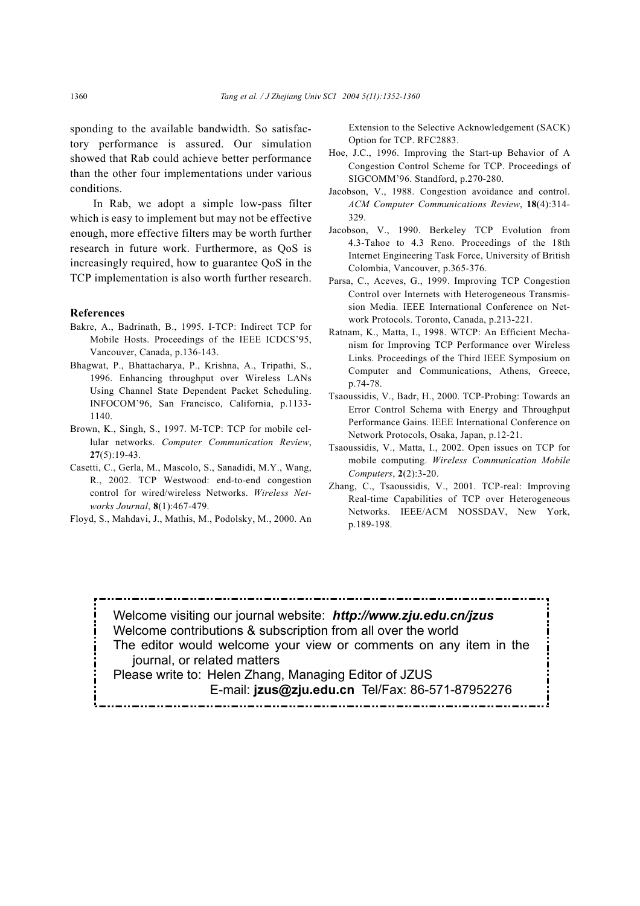sponding to the available bandwidth. So satisfactory performance is assured. Our simulation showed that Rab could achieve better performance than the other four implementations under various conditions.

In Rab, we adopt a simple low-pass filter which is easy to implement but may not be effective enough, more effective filters may be worth further research in future work. Furthermore, as QoS is increasingly required, how to guarantee QoS in the TCP implementation is also worth further research.

## References

Bakre, A., Badrinath, B., 1995. I-TCP: Indirect TCP for Mobile Hosts. Proceedings of the IEEE ICDCS'95, Vancouver, Canada, p.136-143.

Bhagwat, P., Bhattacharya, P., Krishna, A., Tripathi, S., 1996. Enhancing throughput over Wireless LANs Using Channel State Dependent Packet Scheduling. INFOCOM'96, San Francisco, California, p.1133-1140.

Brown, K., Singh, S., 1997. M-TCP: TCP for mobile cellular networks. *Computer Communication Review*, **27**(5):19-43.

Casetti, C., Gerla, M., Mascolo, S., Sanadidi, M.Y., Wang, R., 2002. TCP Westwood: end-to-end congestion control for wired/wireless Networks. *Wireless Networks Journal*, **8**(1):467-479.

Floyd, S., Mahdavi, J., Mathis, M., Podolsky, M., 2000. An Extension to the Selective Acknowledgement (SACK) Option for TCP. RFC2883.

Hoe, J.C., 1996. Improving the Start-up Behavior of A Congestion Control Scheme for TCP. Proceedings of SIGCOMM'96. Standford, p.270-280.

Jacobson, V., 1988. Congestion avoidance and control. *ACM Computer Communications Review*, **18**(4):314-329.

Jacobson, V., 1990. Berkeley TCP Evolution from 4.3-Tahoe to 4.3 Reno. Proceedings of the 18th Internet Engineering Task Force, University of British Colombia, Vancouver, p.365-376.

Parsa, C., Aceves, G., 1999. Improving TCP Congestion Control over Internets with Heterogeneous Transmission Media. IEEE International Conference on Network Protocols. Toronto, Canada, p.213-221.

Ratnam, K., Matta, I., 1998. WTCP: An Efficient Mechanism for Improving TCP Performance over Wireless Links. Proceedings of the Third IEEE Symposium on Computer and Communications, Athens, Greece, p.74-78.

Tsaoussidis, V., Badr, H., 2000. TCP-Probing: Towards an Error Control Schema with Energy and Throughput Performance Gains. IEEE International Conference on Network Protocols, Osaka, Japan, p.12-21.

Tsaoussidis, V., Matta, I., 2002. Open issues on TCP for mobile computing. *Wireless Communication Mobile Computers*, **2**(2):3-20.

Zhang, C., Tsaoussidis, V., 2001. TCP-real: Improving Real-time Capabilities of TCP over Heterogeneous Networks. IEEE/ACM NOSSDAV, New York, p.189-198.

---

Welcome visiting our journal website: ***http://www.zju.edu.cn/jzus***
Welcome contributions & subscription from all over the world
The editor would welcome your view or comments on any item in the journal, or related matters
Please write to: Helen Zhang, Managing Editor of JZUS
E-mail: **jzus@zju.edu.cn** Tel/Fax: 86-571-87952276